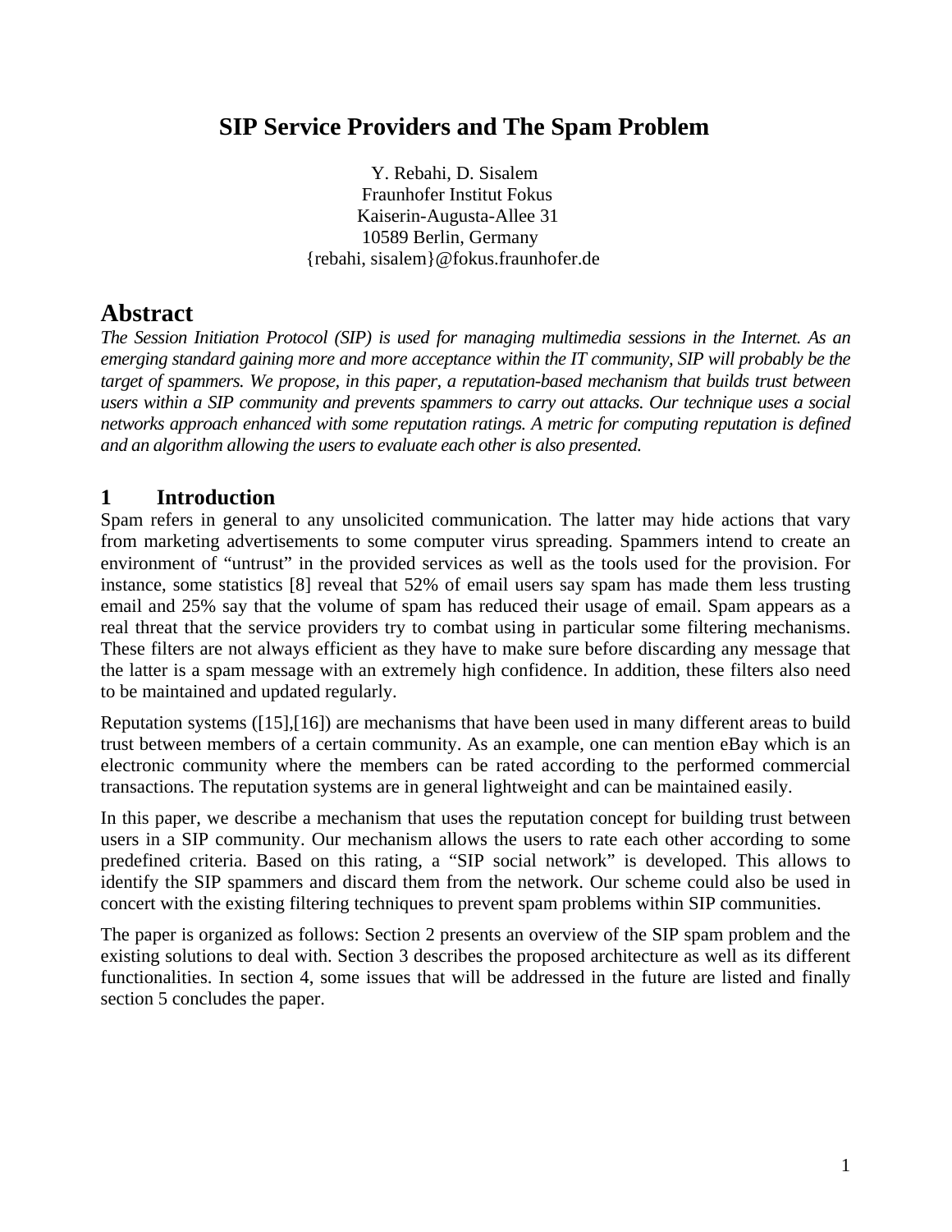# SIP Service Providers and The Spam Problem

Y. Rebahi, D. Sisalem
Fraunhofer Institut Fokus
Kaiserin-Augusta-Allee 31
10589 Berlin, Germany
{rebahi, sisalem}@fokus.fraunhofer.de

## Abstract

*The Session Initiation Protocol (SIP) is used for managing multimedia sessions in the Internet. As an emerging standard gaining more and more acceptance within the IT community, SIP will probably be the target of spammers. We propose, in this paper, a reputation-based mechanism that builds trust between users within a SIP community and prevents spammers to carry out attacks. Our technique uses a social networks approach enhanced with some reputation ratings. A metric for computing reputation is defined and an algorithm allowing the users to evaluate each other is also presented.*

## 1 Introduction

Spam refers in general to any unsolicited communication. The latter may hide actions that vary from marketing advertisements to some computer virus spreading. Spammers intend to create an environment of "untrust" in the provided services as well as the tools used for the provision. For instance, some statistics [8] reveal that 52% of email users say spam has made them less trusting email and 25% say that the volume of spam has reduced their usage of email. Spam appears as a real threat that the service providers try to combat using in particular some filtering mechanisms. These filters are not always efficient as they have to make sure before discarding any message that the latter is a spam message with an extremely high confidence. In addition, these filters also need to be maintained and updated regularly.

Reputation systems ([15],[16]) are mechanisms that have been used in many different areas to build trust between members of a certain community. As an example, one can mention eBay which is an electronic community where the members can be rated according to the performed commercial transactions. The reputation systems are in general lightweight and can be maintained easily.

In this paper, we describe a mechanism that uses the reputation concept for building trust between users in a SIP community. Our mechanism allows the users to rate each other according to some predefined criteria. Based on this rating, a "SIP social network" is developed. This allows to identify the SIP spammers and discard them from the network. Our scheme could also be used in concert with the existing filtering techniques to prevent spam problems within SIP communities.

The paper is organized as follows: Section 2 presents an overview of the SIP spam problem and the existing solutions to deal with. Section 3 describes the proposed architecture as well as its different functionalities. In section 4, some issues that will be addressed in the future are listed and finally section 5 concludes the paper.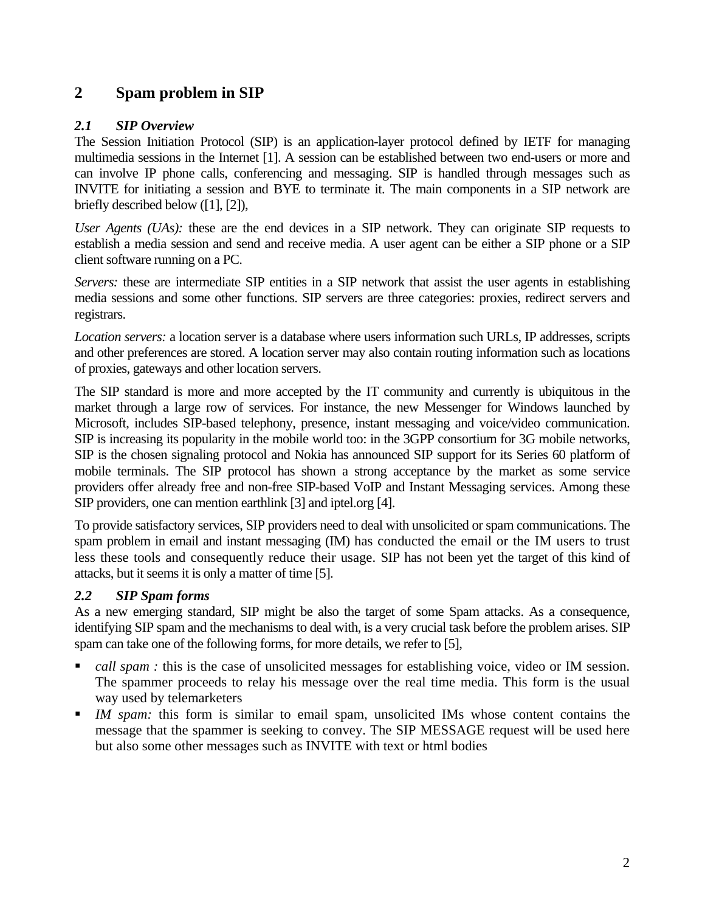## 2 Spam problem in SIP

### *2.1 SIP Overview*

The Session Initiation Protocol (SIP) is an application-layer protocol defined by IETF for managing multimedia sessions in the Internet [1]. A session can be established between two end-users or more and can involve IP phone calls, conferencing and messaging. SIP is handled through messages such as INVITE for initiating a session and BYE to terminate it. The main components in a SIP network are briefly described below ([1], [2]),

*User Agents (UAs):* these are the end devices in a SIP network. They can originate SIP requests to establish a media session and send and receive media. A user agent can be either a SIP phone or a SIP client software running on a PC.

*Servers:* these are intermediate SIP entities in a SIP network that assist the user agents in establishing media sessions and some other functions. SIP servers are three categories: proxies, redirect servers and registrars.

*Location servers:* a location server is a database where users information such URLs, IP addresses, scripts and other preferences are stored. A location server may also contain routing information such as locations of proxies, gateways and other location servers.

The SIP standard is more and more accepted by the IT community and currently is ubiquitous in the market through a large row of services. For instance, the new Messenger for Windows launched by Microsoft, includes SIP-based telephony, presence, instant messaging and voice/video communication. SIP is increasing its popularity in the mobile world too: in the 3GPP consortium for 3G mobile networks, SIP is the chosen signaling protocol and Nokia has announced SIP support for its Series 60 platform of mobile terminals. The SIP protocol has shown a strong acceptance by the market as some service providers offer already free and non-free SIP-based VoIP and Instant Messaging services. Among these SIP providers, one can mention earthlink [3] and iptel.org [4].

To provide satisfactory services, SIP providers need to deal with unsolicited or spam communications. The spam problem in email and instant messaging (IM) has conducted the email or the IM users to trust less these tools and consequently reduce their usage. SIP has not been yet the target of this kind of attacks, but it seems it is only a matter of time [5].

### *2.2 SIP Spam forms*

As a new emerging standard, SIP might be also the target of some Spam attacks. As a consequence, identifying SIP spam and the mechanisms to deal with, is a very crucial task before the problem arises. SIP spam can take one of the following forms, for more details, we refer to [5],

- *call spam :* this is the case of unsolicited messages for establishing voice, video or IM session. The spammer proceeds to relay his message over the real time media. This form is the usual way used by telemarketers
- *IM spam:* this form is similar to email spam, unsolicited IMs whose content contains the message that the spammer is seeking to convey. The SIP MESSAGE request will be used here but also some other messages such as INVITE with text or html bodies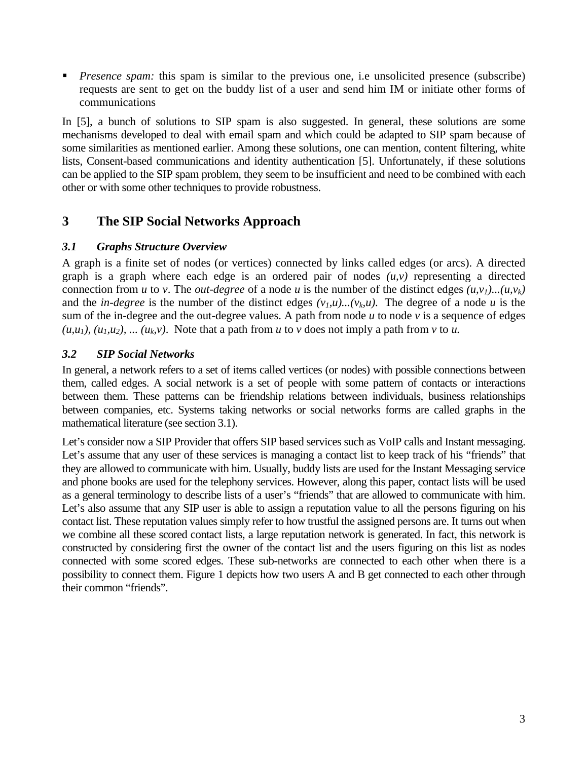- *Presence spam:* this spam is similar to the previous one, i.e unsolicited presence (subscribe) requests are sent to get on the buddy list of a user and send him IM or initiate other forms of communications

In [5], a bunch of solutions to SIP spam is also suggested. In general, these solutions are some mechanisms developed to deal with email spam and which could be adapted to SIP spam because of some similarities as mentioned earlier. Among these solutions, one can mention, content filtering, white lists, Consent-based communications and identity authentication [5]. Unfortunately, if these solutions can be applied to the SIP spam problem, they seem to be insufficient and need to be combined with each other or with some other techniques to provide robustness.

## 3 The SIP Social Networks Approach

### *3.1 Graphs Structure Overview*

A graph is a finite set of nodes (or vertices) connected by links called edges (or arcs). A directed graph is a graph where each edge is an ordered pair of nodes $(u,v)$ representing a directed connection from $u$ to $v$. The *out-degree* of a node $u$ is the number of the distinct edges $(u,v_1)...(u,v_k)$ and the *in-degree* is the number of the distinct edges $(v_1,u)...(v_k,u)$. The degree of a node $u$ is the sum of the in-degree and the out-degree values. A path from node $u$ to node $v$ is a sequence of edges $(u,u_1)$, $(u_1,u_2)$, ... $(u_k,v)$. Note that a path from $u$ to $v$ does not imply a path from $v$ to $u$.

### *3.2 SIP Social Networks*

In general, a network refers to a set of items called vertices (or nodes) with possible connections between them, called edges. A social network is a set of people with some pattern of contacts or interactions between them. These patterns can be friendship relations between individuals, business relationships between companies, etc. Systems taking networks or social networks forms are called graphs in the mathematical literature (see section 3.1).

Let's consider now a SIP Provider that offers SIP based services such as VoIP calls and Instant messaging. Let's assume that any user of these services is managing a contact list to keep track of his "friends" that they are allowed to communicate with him. Usually, buddy lists are used for the Instant Messaging service and phone books are used for the telephony services. However, along this paper, contact lists will be used as a general terminology to describe lists of a user's "friends" that are allowed to communicate with him. Let's also assume that any SIP user is able to assign a reputation value to all the persons figuring on his contact list. These reputation values simply refer to how trustful the assigned persons are. It turns out when we combine all these scored contact lists, a large reputation network is generated. In fact, this network is constructed by considering first the owner of the contact list and the users figuring on this list as nodes connected with some scored edges. These sub-networks are connected to each other when there is a possibility to connect them. Figure 1 depicts how two users A and B get connected to each other through their common "friends".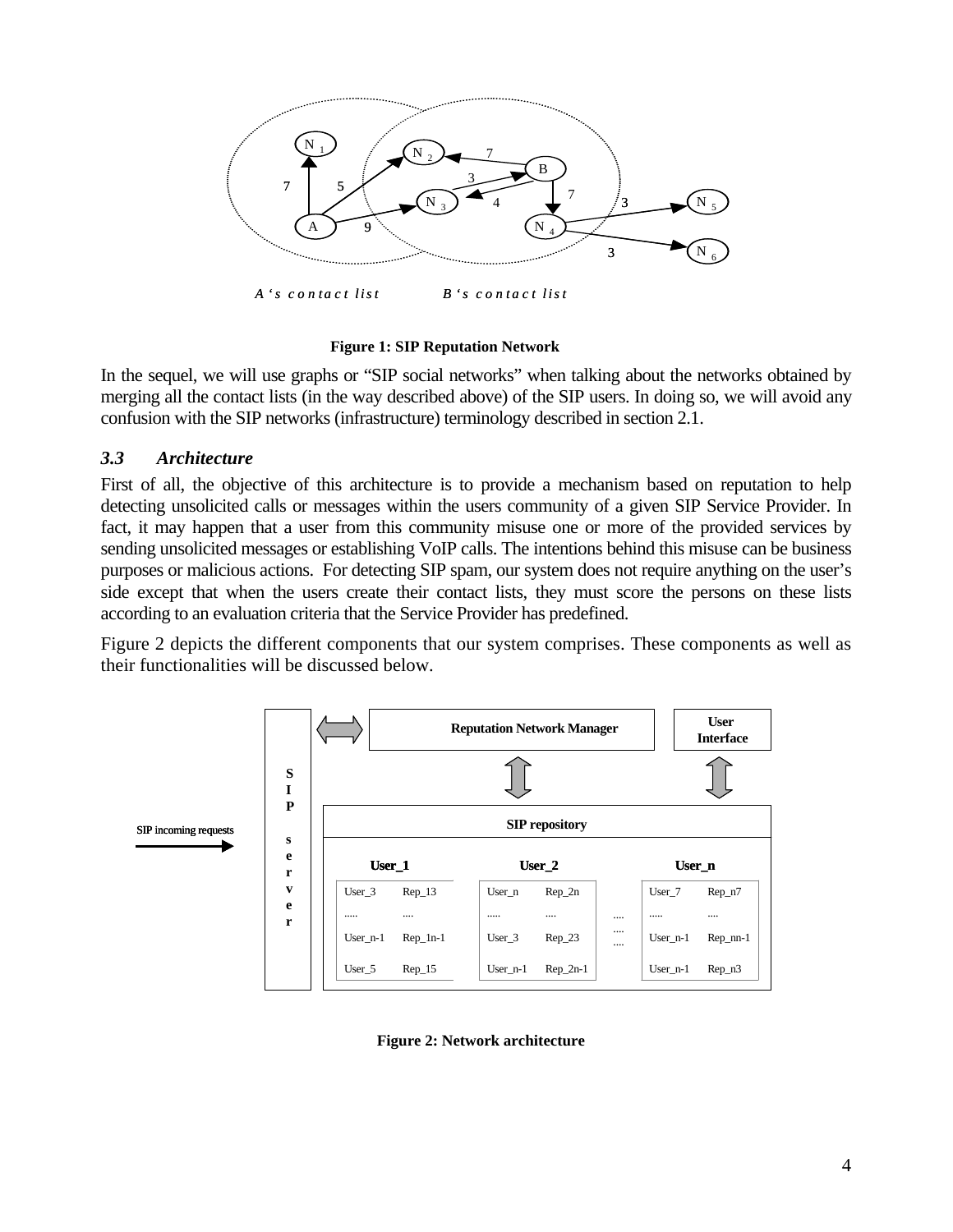Figure 1: SIP Reputation Network

In the sequel, we will use graphs or "SIP social networks" when talking about the networks obtained by merging all the contact lists (in the way described above) of the SIP users. In doing so, we will avoid any confusion with the SIP networks (infrastructure) terminology described in section 2.1.

### *3.3 Architecture*

First of all, the objective of this architecture is to provide a mechanism based on reputation to help detecting unsolicited calls or messages within the users community of a given SIP Service Provider. In fact, it may happen that a user from this community misuse one or more of the provided services by sending unsolicited messages or establishing VoIP calls. The intentions behind this misuse can be business purposes or malicious actions. For detecting SIP spam, our system does not require anything on the user's side except that when the users create their contact lists, they must score the persons on these lists according to an evaluation criteria that the Service Provider has predefined.

Figure 2 depicts the different components that our system comprises. These components as well as their functionalities will be discussed below.

Figure 2: Network architecture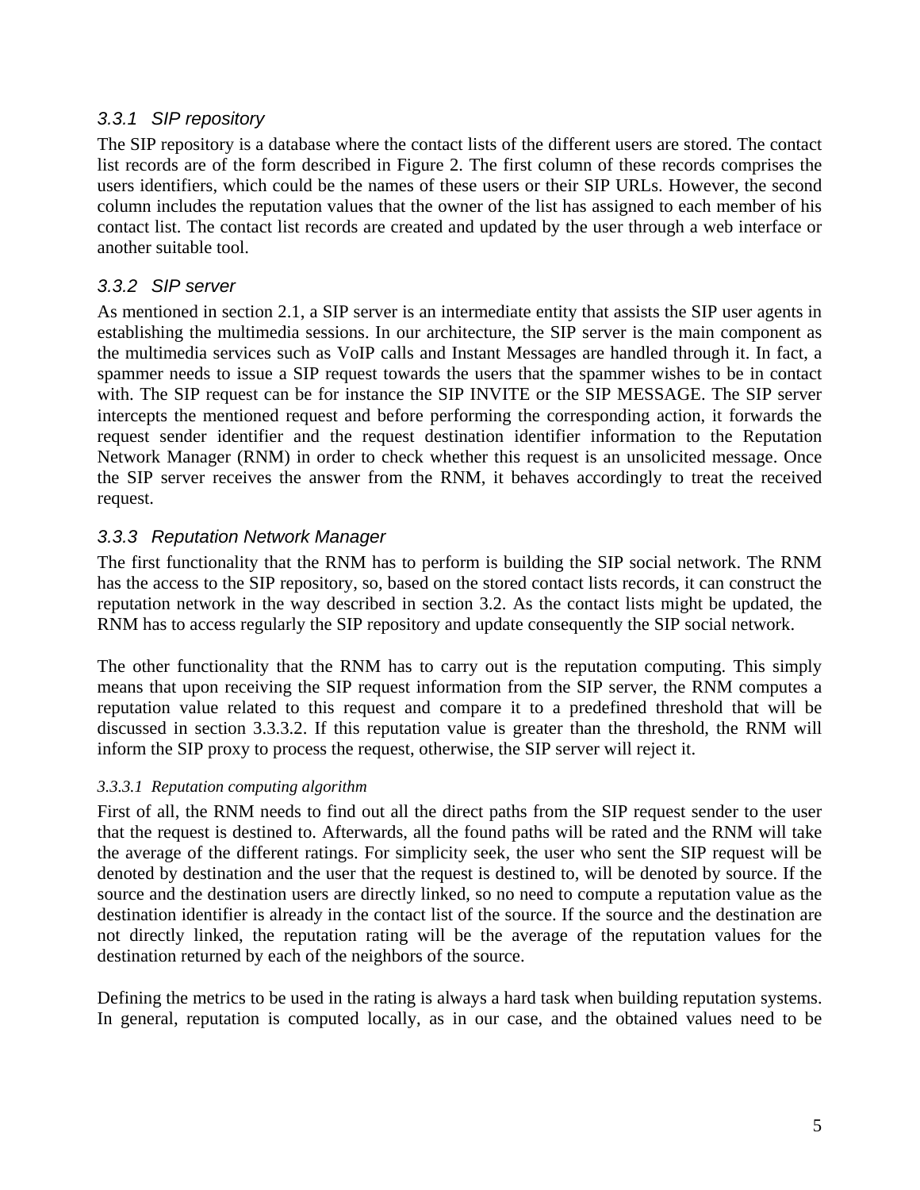### 3.3.1 SIP repository

The SIP repository is a database where the contact lists of the different users are stored. The contact list records are of the form described in Figure 2. The first column of these records comprises the users identifiers, which could be the names of these users or their SIP URLs. However, the second column includes the reputation values that the owner of the list has assigned to each member of his contact list. The contact list records are created and updated by the user through a web interface or another suitable tool.

### 3.3.2 SIP server

As mentioned in section 2.1, a SIP server is an intermediate entity that assists the SIP user agents in establishing the multimedia sessions. In our architecture, the SIP server is the main component as the multimedia services such as VoIP calls and Instant Messages are handled through it. In fact, a spammer needs to issue a SIP request towards the users that the spammer wishes to be in contact with. The SIP request can be for instance the SIP INVITE or the SIP MESSAGE. The SIP server intercepts the mentioned request and before performing the corresponding action, it forwards the request sender identifier and the request destination identifier information to the Reputation Network Manager (RNM) in order to check whether this request is an unsolicited message. Once the SIP server receives the answer from the RNM, it behaves accordingly to treat the received request.

### 3.3.3 Reputation Network Manager

The first functionality that the RNM has to perform is building the SIP social network. The RNM has the access to the SIP repository, so, based on the stored contact lists records, it can construct the reputation network in the way described in section 3.2. As the contact lists might be updated, the RNM has to access regularly the SIP repository and update consequently the SIP social network.

The other functionality that the RNM has to carry out is the reputation computing. This simply means that upon receiving the SIP request information from the SIP server, the RNM computes a reputation value related to this request and compare it to a predefined threshold that will be discussed in section 3.3.3.2. If this reputation value is greater than the threshold, the RNM will inform the SIP proxy to process the request, otherwise, the SIP server will reject it.

#### 3.3.3.1 Reputation computing algorithm

First of all, the RNM needs to find out all the direct paths from the SIP request sender to the user that the request is destined to. Afterwards, all the found paths will be rated and the RNM will take the average of the different ratings. For simplicity seek, the user who sent the SIP request will be denoted by destination and the user that the request is destined to, will be denoted by source. If the source and the destination users are directly linked, so no need to compute a reputation value as the destination identifier is already in the contact list of the source. If the source and the destination are not directly linked, the reputation rating will be the average of the reputation values for the destination returned by each of the neighbors of the source.

Defining the metrics to be used in the rating is always a hard task when building reputation systems. In general, reputation is computed locally, as in our case, and the obtained values need to be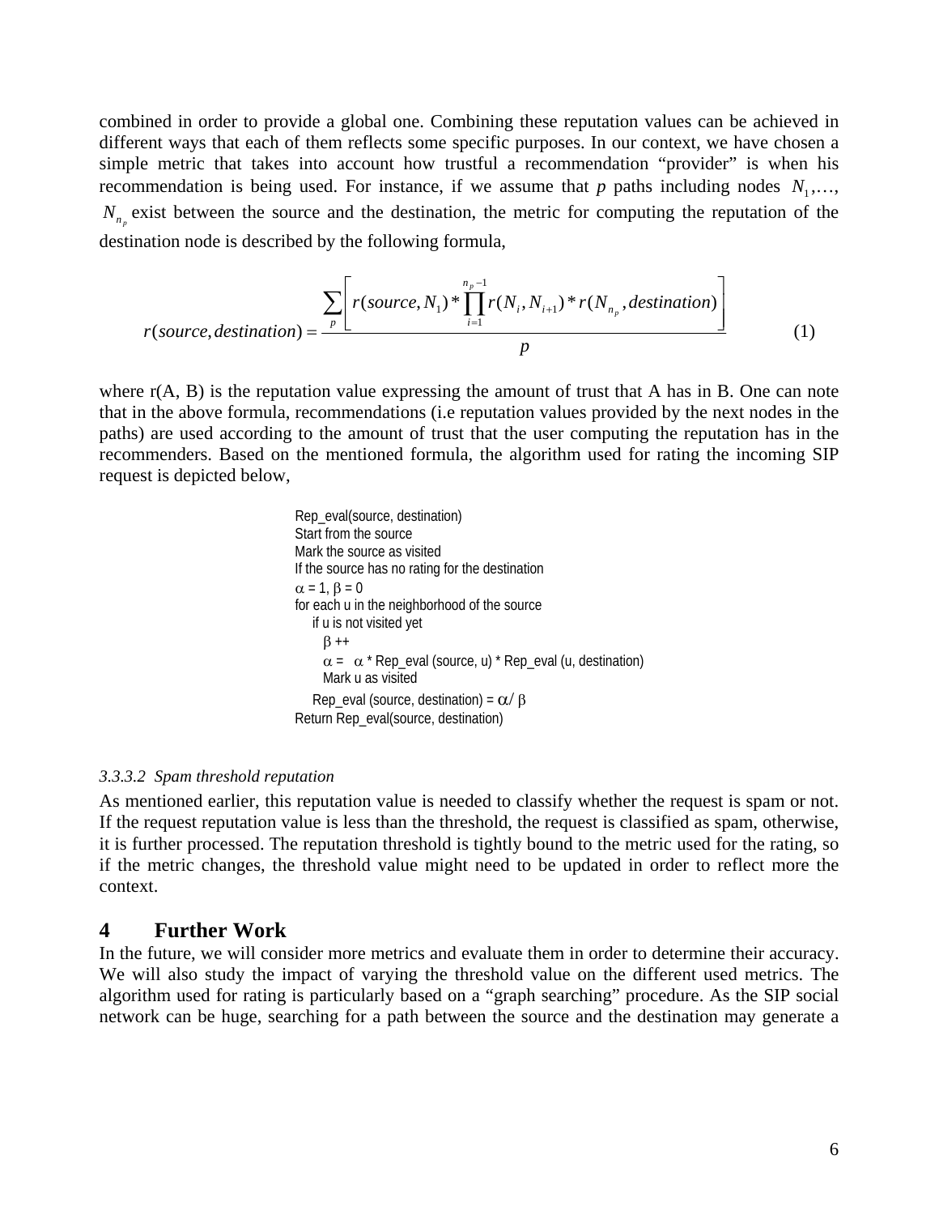combined in order to provide a global one. Combining these reputation values can be achieved in different ways that each of them reflects some specific purposes. In our context, we have chosen a simple metric that takes into account how trustful a recommendation "provider" is when his recommendation is being used. For instance, if we assume that $p$ paths including nodes $N_1, \ldots, N_{n_p}$ exist between the source and the destination, the metric for computing the reputation of the destination node is described by the following formula,

$$r(source, destination) = \frac{\sum_{p} \left[ r(source, N_1) * \prod_{i=1}^{n_p - 1} r(N_i, N_{i+1}) * r(N_{n_p}, destination) \right]}{p} \quad (1)$$

where r(A, B) is the reputation value expressing the amount of trust that A has in B. One can note that in the above formula, recommendations (i.e reputation values provided by the next nodes in the paths) are used according to the amount of trust that the user computing the reputation has in the recommenders. Based on the mentioned formula, the algorithm used for rating the incoming SIP request is depicted below,

```
Rep_eval(source, destination)
Start from the source
Mark the source as visited
If the source has no rating for the destination
α = 1, β = 0
for each u in the neighborhood of the source
    if u is not visited yet
      β ++
      α =  α * Rep_eval (source, u) * Rep_eval (u, destination)
      Mark u as visited
    Rep_eval (source, destination) = α/ β
Return Rep_eval(source, destination)
```

*3.3.3.2 Spam threshold reputation*

As mentioned earlier, this reputation value is needed to classify whether the request is spam or not. If the request reputation value is less than the threshold, the request is classified as spam, otherwise, it is further processed. The reputation threshold is tightly bound to the metric used for the rating, so if the metric changes, the threshold value might need to be updated in order to reflect more the context.

# 4 Further Work

In the future, we will consider more metrics and evaluate them in order to determine their accuracy. We will also study the impact of varying the threshold value on the different used metrics. The algorithm used for rating is particularly based on a "graph searching" procedure. As the SIP social network can be huge, searching for a path between the source and the destination may generate a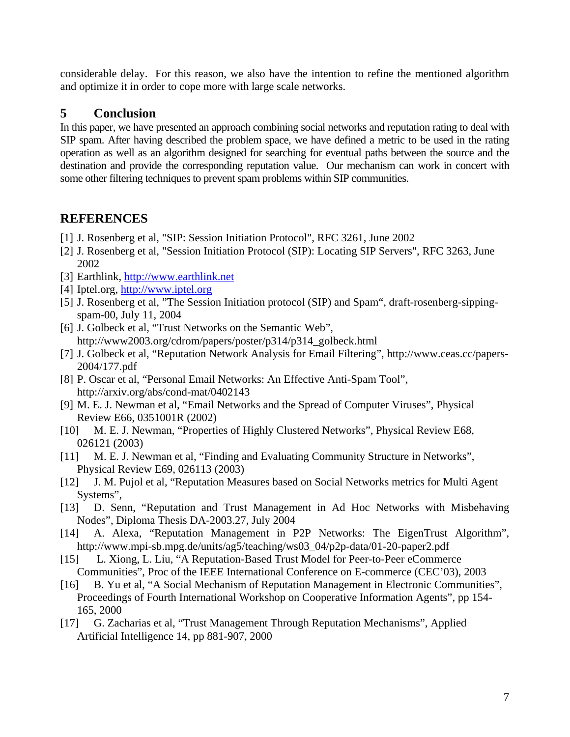considerable delay. For this reason, we also have the intention to refine the mentioned algorithm and optimize it in order to cope more with large scale networks.

## 5 Conclusion

In this paper, we have presented an approach combining social networks and reputation rating to deal with SIP spam. After having described the problem space, we have defined a metric to be used in the rating operation as well as an algorithm designed for searching for eventual paths between the source and the destination and provide the corresponding reputation value. Our mechanism can work in concert with some other filtering techniques to prevent spam problems within SIP communities.

## REFERENCES

[1] J. Rosenberg et al, "SIP: Session Initiation Protocol", RFC 3261, June 2002

[2] J. Rosenberg et al, "Session Initiation Protocol (SIP): Locating SIP Servers", RFC 3263, June 2002

[3] Earthlink, http://www.earthlink.net

[4] Iptel.org, http://www.iptel.org

[5] J. Rosenberg et al, "The Session Initiation protocol (SIP) and Spam", draft-rosenberg-sipping-spam-00, July 11, 2004

[6] J. Golbeck et al, "Trust Networks on the Semantic Web", http://www2003.org/cdrom/papers/poster/p314/p314_golbeck.html

[7] J. Golbeck et al, "Reputation Network Analysis for Email Filtering", http://www.ceas.cc/papers-2004/177.pdf

[8] P. Oscar et al, "Personal Email Networks: An Effective Anti-Spam Tool", http://arxiv.org/abs/cond-mat/0402143

[9] M. E. J. Newman et al, "Email Networks and the Spread of Computer Viruses", Physical Review E66, 0351001R (2002)

[10] M. E. J. Newman, "Properties of Highly Clustered Networks", Physical Review E68, 026121 (2003)

[11] M. E. J. Newman et al, "Finding and Evaluating Community Structure in Networks", Physical Review E69, 026113 (2003)

[12] J. M. Pujol et al, "Reputation Measures based on Social Networks metrics for Multi Agent Systems",

[13] D. Senn, "Reputation and Trust Management in Ad Hoc Networks with Misbehaving Nodes", Diploma Thesis DA-2003.27, July 2004

[14] A. Alexa, "Reputation Management in P2P Networks: The EigenTrust Algorithm", http://www.mpi-sb.mpg.de/units/ag5/teaching/ws03_04/p2p-data/01-20-paper2.pdf

[15] L. Xiong, L. Liu, "A Reputation-Based Trust Model for Peer-to-Peer eCommerce Communities", Proc of the IEEE International Conference on E-commerce (CEC'03), 2003

[16] B. Yu et al, "A Social Mechanism of Reputation Management in Electronic Communities", Proceedings of Fourth International Workshop on Cooperative Information Agents", pp 154-165, 2000

[17] G. Zacharias et al, "Trust Management Through Reputation Mechanisms", Applied Artificial Intelligence 14, pp 881-907, 2000